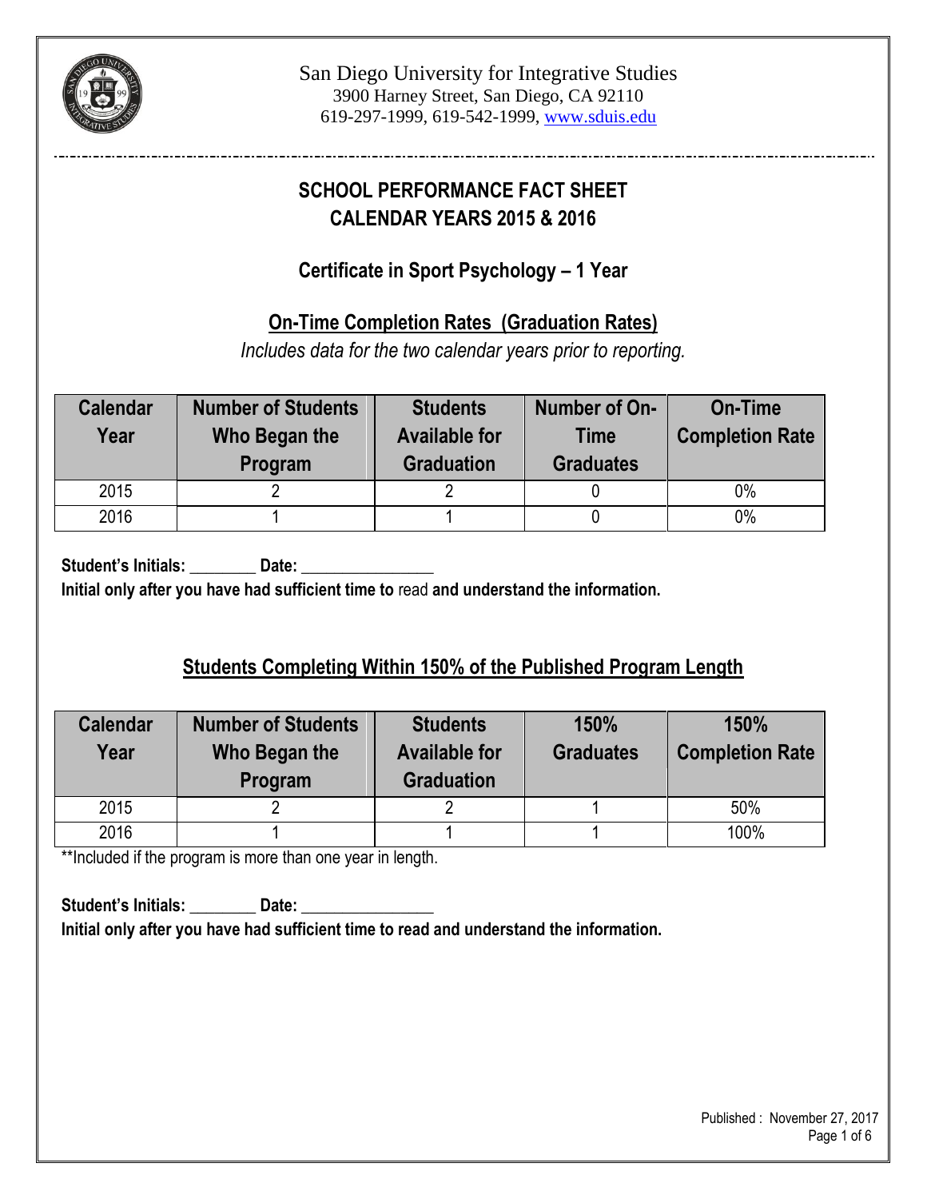San Diego University for Integrative Studies
3900 Harney Street, San Diego, CA 92110
619-297-1999, 619-542-1999, www.sduis.edu

# SCHOOL PERFORMANCE FACT SHEET
# CALENDAR YEARS 2015 & 2016

## Certificate in Sport Psychology – 1 Year

### On-Time Completion Rates (Graduation Rates)

*Includes data for the two calendar years prior to reporting.*

| Calendar Year | Number of Students Who Began the Program | Students Available for Graduation | Number of On-Time Graduates | On-Time Completion Rate |
|---|---|---|---|---|
| 2015 | 2 | 2 | 0 | 0% |
| 2016 | 1 | 1 | 0 | 0% |

**Student's Initials: ________ Date: ________________**
**Initial only after you have had sufficient time to** read **and understand the information.**

### Students Completing Within 150% of the Published Program Length

| Calendar Year | Number of Students Who Began the Program | Students Available for Graduation | 150% Graduates | 150% Completion Rate |
|---|---|---|---|---|
| 2015 | 2 | 2 | 1 | 50% |
| 2016 | 1 | 1 | 1 | 100% |

**Included if the program is more than one year in length.

**Student's Initials: ________ Date: ________________**
**Initial only after you have had sufficient time to read and understand the information.**

Published : November 27, 2017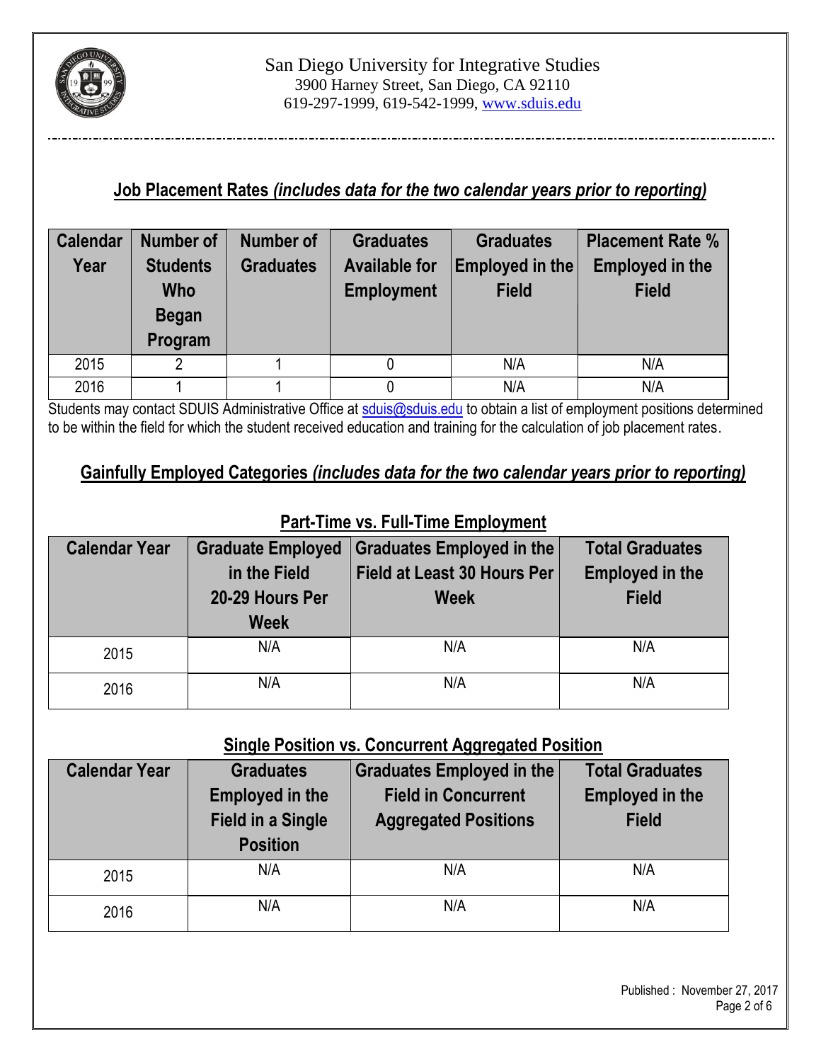San Diego University for Integrative Studies
3900 Harney Street, San Diego, CA 92110
619-297-1999, 619-542-1999, www.sduis.edu

## Job Placement Rates *(includes data for the two calendar years prior to reporting)*

| Calendar Year | Number of Students Who Began Program | Number of Graduates | Graduates Available for Employment | Graduates Employed in the Field | Placement Rate % Employed in the Field |
|---|---|---|---|---|---|
| 2015 | 2 | 1 | 0 | N/A | N/A |
| 2016 | 1 | 1 | 0 | N/A | N/A |

Students may contact SDUIS Administrative Office at sduis@sduis.edu to obtain a list of employment positions determined to be within the field for which the student received education and training for the calculation of job placement rates.

## Gainfully Employed Categories *(includes data for the two calendar years prior to reporting)*

### Part-Time vs. Full-Time Employment

| Calendar Year | Graduate Employed in the Field 20-29 Hours Per Week | Graduates Employed in the Field at Least 30 Hours Per Week | Total Graduates Employed in the Field |
|---|---|---|---|
| 2015 | N/A | N/A | N/A |
| 2016 | N/A | N/A | N/A |

### Single Position vs. Concurrent Aggregated Position

| Calendar Year | Graduates Employed in the Field in a Single Position | Graduates Employed in the Field in Concurrent Aggregated Positions | Total Graduates Employed in the Field |
|---|---|---|---|
| 2015 | N/A | N/A | N/A |
| 2016 | N/A | N/A | N/A |

Published : November 27, 2017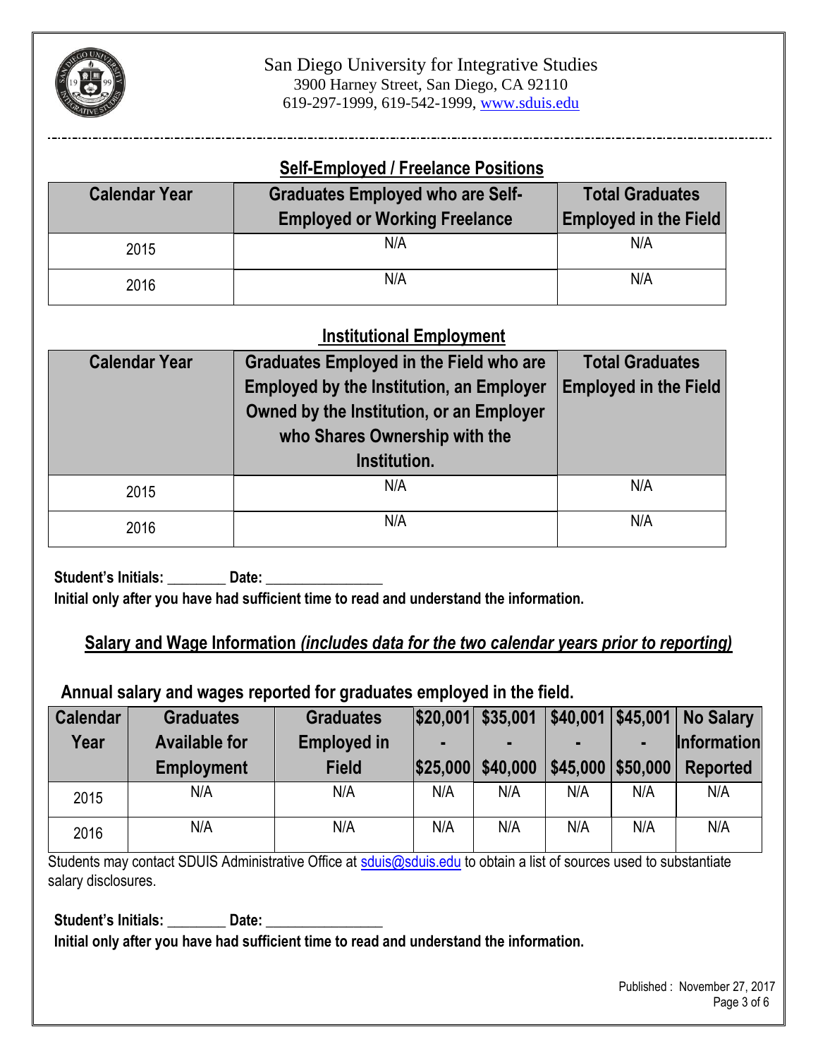San Diego University for Integrative Studies
3900 Harney Street, San Diego, CA 92110
619-297-1999, 619-542-1999, www.sduis.edu

## Self-Employed / Freelance Positions

| Calendar Year | Graduates Employed who are Self-Employed or Working Freelance | Total Graduates Employed in the Field |
|---|---|---|
| 2015 | N/A | N/A |
| 2016 | N/A | N/A |

## Institutional Employment

| Calendar Year | Graduates Employed in the Field who are Employed by the Institution, an Employer Owned by the Institution, or an Employer who Shares Ownership with the Institution. | Total Graduates Employed in the Field |
|---|---|---|
| 2015 | N/A | N/A |
| 2016 | N/A | N/A |

**Student's Initials: ________ Date: ________________**
**Initial only after you have had sufficient time to read and understand the information.**

## Salary and Wage Information *(includes data for the two calendar years prior to reporting)*

**Annual salary and wages reported for graduates employed in the field.**

| Calendar Year | Graduates Available for Employment | Graduates Employed in Field | $20,001 - $25,000 | $35,001 - $40,000 | $40,001 - $45,000 | $45,001 - $50,000 | No Salary Information Reported |
|---|---|---|---|---|---|---|---|
| 2015 | N/A | N/A | N/A | N/A | N/A | N/A | N/A |
| 2016 | N/A | N/A | N/A | N/A | N/A | N/A | N/A |

Students may contact SDUIS Administrative Office at sduis@sduis.edu to obtain a list of sources used to substantiate salary disclosures.

**Student's Initials: ________ Date: ________________**
**Initial only after you have had sufficient time to read and understand the information.**

Published : November 27, 2017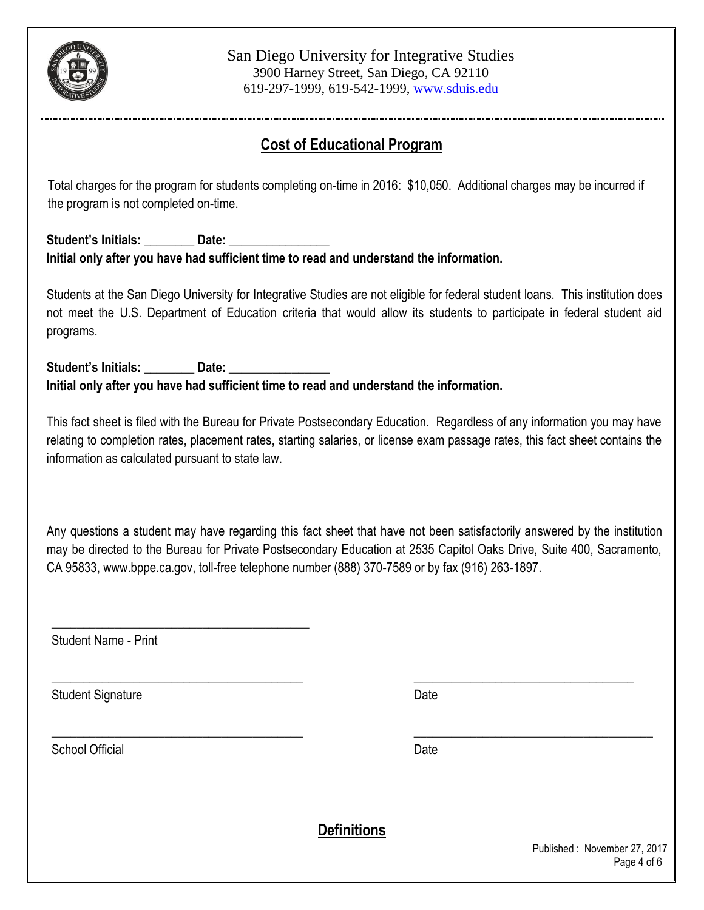San Diego University for Integrative Studies
3900 Harney Street, San Diego, CA 92110
619-297-1999, 619-542-1999, www.sduis.edu

## Cost of Educational Program

Total charges for the program for students completing on-time in 2016: $10,050. Additional charges may be incurred if the program is not completed on-time.

**Student's Initials: ________ Date: ________________**
**Initial only after you have had sufficient time to read and understand the information.**

Students at the San Diego University for Integrative Studies are not eligible for federal student loans. This institution does not meet the U.S. Department of Education criteria that would allow its students to participate in federal student aid programs.

**Student's Initials: ________ Date: ________________**
**Initial only after you have had sufficient time to read and understand the information.**

This fact sheet is filed with the Bureau for Private Postsecondary Education. Regardless of any information you may have relating to completion rates, placement rates, starting salaries, or license exam passage rates, this fact sheet contains the information as calculated pursuant to state law.

Any questions a student may have regarding this fact sheet that have not been satisfactorily answered by the institution may be directed to the Bureau for Private Postsecondary Education at 2535 Capitol Oaks Drive, Suite 400, Sacramento, CA 95833, www.bppe.ca.gov, toll-free telephone number (888) 370-7589 or by fax (916) 263-1897.

__________________________________________
Student Name - Print

__________________________________________ __________________________________________
Student Signature Date

__________________________________________ __________________________________________
School Official Date

## Definitions

Published : November 27, 2017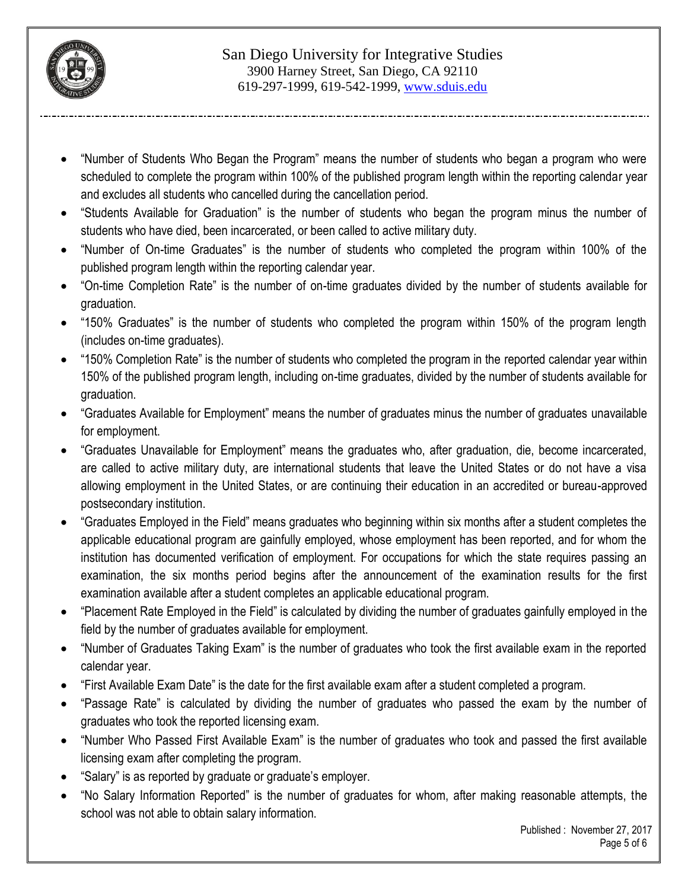- "Number of Students Who Began the Program" means the number of students who began a program who were scheduled to complete the program within 100% of the published program length within the reporting calendar year and excludes all students who cancelled during the cancellation period.
- "Students Available for Graduation" is the number of students who began the program minus the number of students who have died, been incarcerated, or been called to active military duty.
- "Number of On-time Graduates" is the number of students who completed the program within 100% of the published program length within the reporting calendar year.
- "On-time Completion Rate" is the number of on-time graduates divided by the number of students available for graduation.
- "150% Graduates" is the number of students who completed the program within 150% of the program length (includes on-time graduates).
- "150% Completion Rate" is the number of students who completed the program in the reported calendar year within 150% of the published program length, including on-time graduates, divided by the number of students available for graduation.
- "Graduates Available for Employment" means the number of graduates minus the number of graduates unavailable for employment.
- "Graduates Unavailable for Employment" means the graduates who, after graduation, die, become incarcerated, are called to active military duty, are international students that leave the United States or do not have a visa allowing employment in the United States, or are continuing their education in an accredited or bureau-approved postsecondary institution.
- "Graduates Employed in the Field" means graduates who beginning within six months after a student completes the applicable educational program are gainfully employed, whose employment has been reported, and for whom the institution has documented verification of employment. For occupations for which the state requires passing an examination, the six months period begins after the announcement of the examination results for the first examination available after a student completes an applicable educational program.
- "Placement Rate Employed in the Field" is calculated by dividing the number of graduates gainfully employed in the field by the number of graduates available for employment.
- "Number of Graduates Taking Exam" is the number of graduates who took the first available exam in the reported calendar year.
- "First Available Exam Date" is the date for the first available exam after a student completed a program.
- "Passage Rate" is calculated by dividing the number of graduates who passed the exam by the number of graduates who took the reported licensing exam.
- "Number Who Passed First Available Exam" is the number of graduates who took and passed the first available licensing exam after completing the program.
- "Salary" is as reported by graduate or graduate's employer.
- "No Salary Information Reported" is the number of graduates for whom, after making reasonable attempts, the school was not able to obtain salary information.

Published : November 27, 2017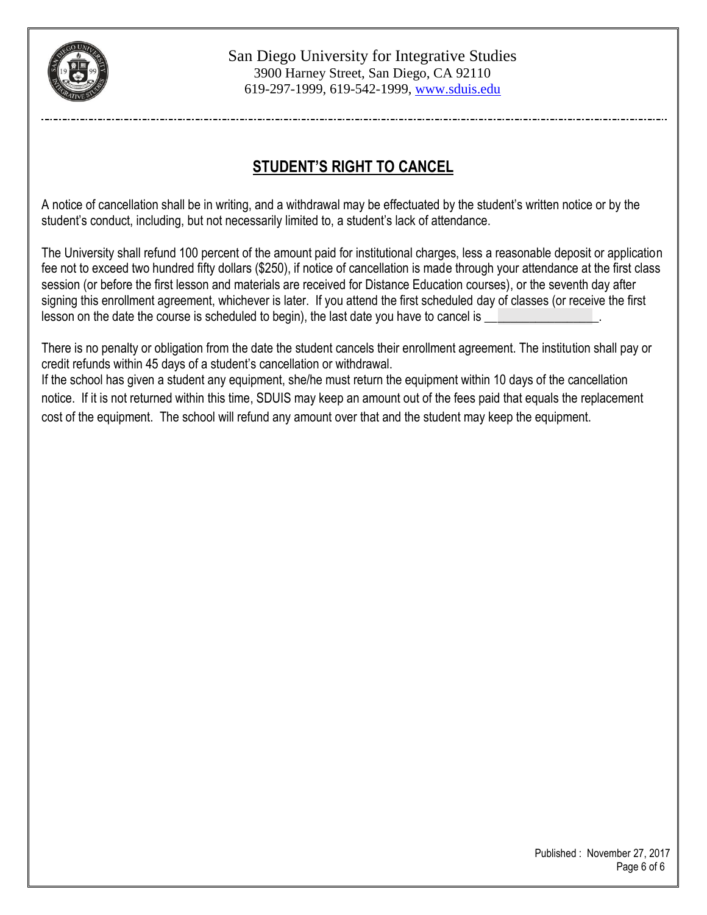San Diego University for Integrative Studies
3900 Harney Street, San Diego, CA 92110
619-297-1999, 619-542-1999, www.sduis.edu

## STUDENT'S RIGHT TO CANCEL

A notice of cancellation shall be in writing, and a withdrawal may be effectuated by the student's written notice or by the student's conduct, including, but not necessarily limited to, a student's lack of attendance.

The University shall refund 100 percent of the amount paid for institutional charges, less a reasonable deposit or application fee not to exceed two hundred fifty dollars ($250), if notice of cancellation is made through your attendance at the first class session (or before the first lesson and materials are received for Distance Education courses), or the seventh day after signing this enrollment agreement, whichever is later. If you attend the first scheduled day of classes (or receive the first lesson on the date the course is scheduled to begin), the last date you have to cancel is ________________.

There is no penalty or obligation from the date the student cancels their enrollment agreement. The institution shall pay or credit refunds within 45 days of a student's cancellation or withdrawal.
If the school has given a student any equipment, she/he must return the equipment within 10 days of the cancellation notice. If it is not returned within this time, SDUIS may keep an amount out of the fees paid that equals the replacement cost of the equipment. The school will refund any amount over that and the student may keep the equipment.

Published : November 27, 2017